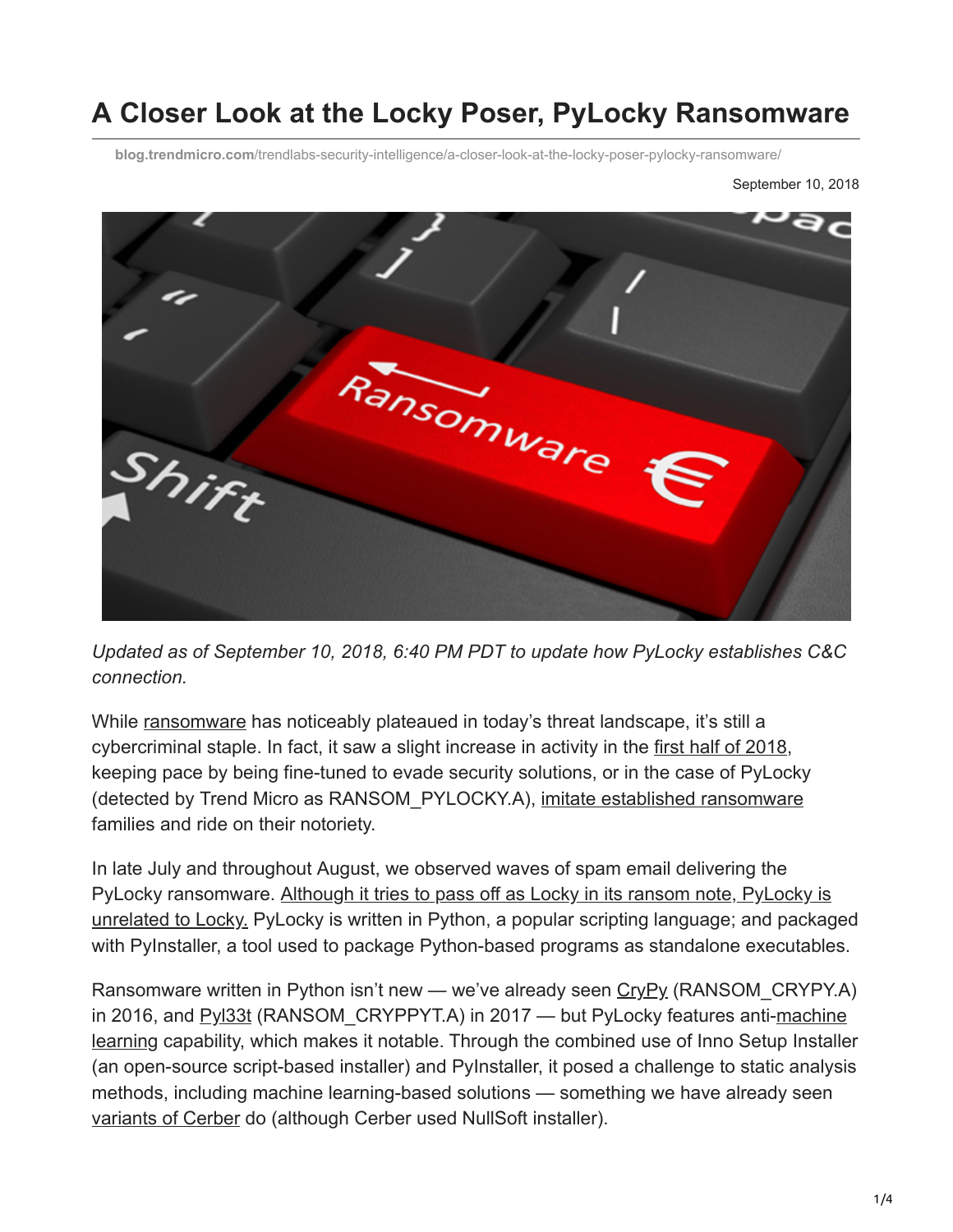# A Closer Look at the Locky Poser, PyLocky Ransomware

blog.trendmicro.com/trendlabs-security-intelligence/a-closer-look-at-the-locky-poser-pylocky-ransomware/

September 10, 2018

*Updated as of September 10, 2018, 6:40 PM PDT to update how PyLocky establishes C&C connection.*

While ransomware has noticeably plateaued in today's threat landscape, it's still a cybercriminal staple. In fact, it saw a slight increase in activity in the first half of 2018, keeping pace by being fine-tuned to evade security solutions, or in the case of PyLocky (detected by Trend Micro as RANSOM_PYLOCKY.A), imitate established ransomware families and ride on their notoriety.

In late July and throughout August, we observed waves of spam email delivering the PyLocky ransomware. Although it tries to pass off as Locky in its ransom note, PyLocky is unrelated to Locky. PyLocky is written in Python, a popular scripting language; and packaged with PyInstaller, a tool used to package Python-based programs as standalone executables.

Ransomware written in Python isn't new — we've already seen CryPy (RANSOM_CRYPY.A) in 2016, and Pyl33t (RANSOM_CRYPPYT.A) in 2017 — but PyLocky features anti-machine learning capability, which makes it notable. Through the combined use of Inno Setup Installer (an open-source script-based installer) and PyInstaller, it posed a challenge to static analysis methods, including machine learning-based solutions — something we have already seen variants of Cerber do (although Cerber used NullSoft installer).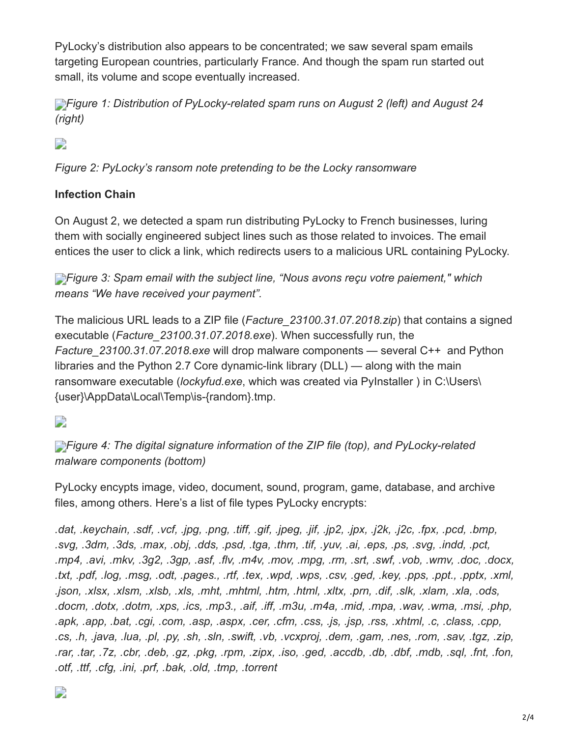PyLocky's distribution also appears to be concentrated; we saw several spam emails targeting European countries, particularly France. And though the spam run started out small, its volume and scope eventually increased.

*Figure 1: Distribution of PyLocky-related spam runs on August 2 (left) and August 24 (right)*

*Figure 2: PyLocky's ransom note pretending to be the Locky ransomware*

**Infection Chain**

On August 2, we detected a spam run distributing PyLocky to French businesses, luring them with socially engineered subject lines such as those related to invoices. The email entices the user to click a link, which redirects users to a malicious URL containing PyLocky.

*Figure 3: Spam email with the subject line, "Nous avons reçu votre paiement," which means "We have received your payment".*

The malicious URL leads to a ZIP file (*Facture_23100.31.07.2018.zip*) that contains a signed executable (*Facture_23100.31.07.2018.exe*). When successfully run, the *Facture_23100.31.07.2018.exe* will drop malware components — several C++ and Python libraries and the Python 2.7 Core dynamic-link library (DLL) — along with the main ransomware executable (*lockyfud.exe*, which was created via PyInstaller ) in C:\Users\{user}\AppData\Local\Temp\is-{random}.tmp.

*Figure 4: The digital signature information of the ZIP file (top), and PyLocky-related malware components (bottom)*

PyLocky encypts image, video, document, sound, program, game, database, and archive files, among others. Here's a list of file types PyLocky encrypts:

*.dat, .keychain, .sdf, .vcf, .jpg, .png, .tiff, .gif, .jpeg, .jif, .jp2, .jpx, .j2k, .j2c, .fpx, .pcd, .bmp, .svg, .3dm, .3ds, .max, .obj, .dds, .psd, .tga, .thm, .tif, .yuv, .ai, .eps, .ps, .svg, .indd, .pct, .mp4, .avi, .mkv, .3g2, .3gp, .asf, .flv, .m4v, .mov, .mpg, .rm, .srt, .swf, .vob, .wmv, .doc, .docx, .txt, .pdf, .log, .msg, .odt, .pages., .rtf, .tex, .wpd, .wps, .csv, .ged, .key, .pps, .ppt., .pptx, .xml, .json, .xlsx, .xlsm, .xlsb, .xls, .mht, .mhtml, .htm, .html, .xltx, .prn, .dif, .slk, .xlam, .xla, .ods, .docm, .dotx, .dotm, .xps, .ics, .mp3., .aif, .iff, .m3u, .m4a, .mid, .mpa, .wav, .wma, .msi, .php, .apk, .app, .bat, .cgi, .com, .asp, .aspx, .cer, .cfm, .css, .js, .jsp, .rss, .xhtml, .c, .class, .cpp, .cs, .h, .java, .lua, .pl, .py, .sh, .sln, .swift, .vb, .vcxproj, .dem, .gam, .nes, .rom, .sav, .tgz, .zip, .rar, .tar, .7z, .cbr, .deb, .gz, .pkg, .rpm, .zipx, .iso, .ged, .accdb, .db, .dbf, .mdb, .sql, .fnt, .fon, .otf, .ttf, .cfg, .ini, .prf, .bak, .old, .tmp, .torrent*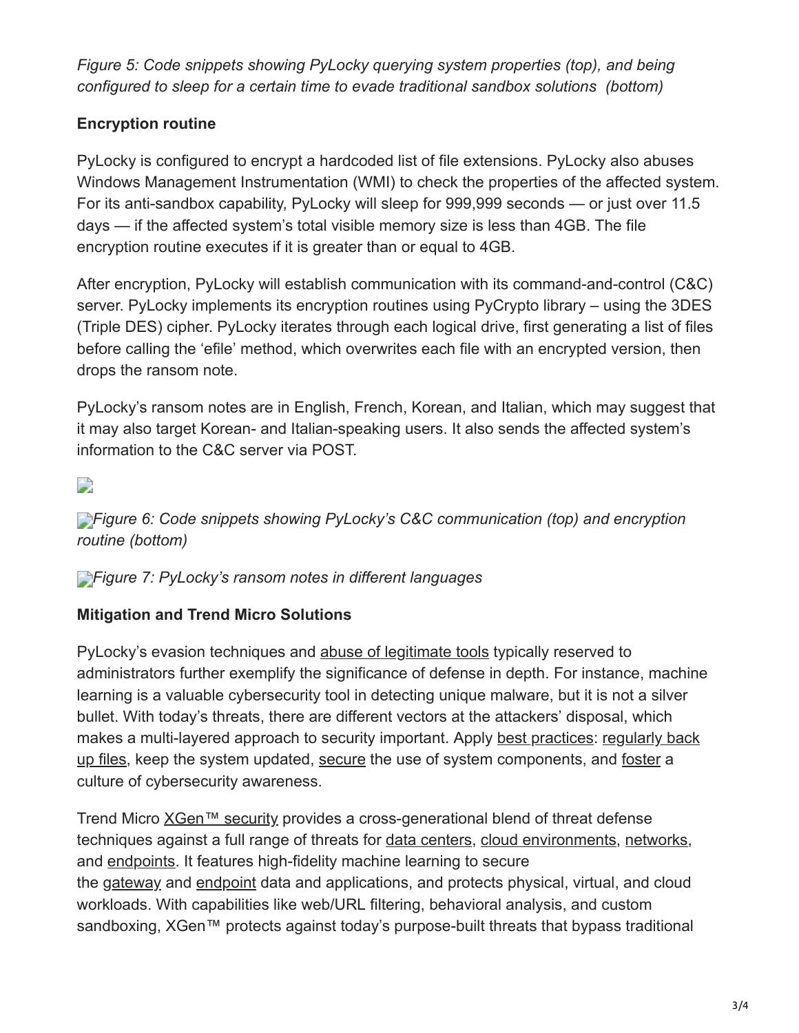*Figure 5: Code snippets showing PyLocky querying system properties (top), and being configured to sleep for a certain time to evade traditional sandbox solutions (bottom)*

**Encryption routine**

PyLocky is configured to encrypt a hardcoded list of file extensions. PyLocky also abuses Windows Management Instrumentation (WMI) to check the properties of the affected system. For its anti-sandbox capability, PyLocky will sleep for 999,999 seconds — or just over 11.5 days — if the affected system's total visible memory size is less than 4GB. The file encryption routine executes if it is greater than or equal to 4GB.

After encryption, PyLocky will establish communication with its command-and-control (C&C) server. PyLocky implements its encryption routines using PyCrypto library – using the 3DES (Triple DES) cipher. PyLocky iterates through each logical drive, first generating a list of files before calling the 'efile' method, which overwrites each file with an encrypted version, then drops the ransom note.

PyLocky's ransom notes are in English, French, Korean, and Italian, which may suggest that it may also target Korean- and Italian-speaking users. It also sends the affected system's information to the C&C server via POST.

*Figure 6: Code snippets showing PyLocky's C&C communication (top) and encryption routine (bottom)*

*Figure 7: PyLocky's ransom notes in different languages*

**Mitigation and Trend Micro Solutions**

PyLocky's evasion techniques and abuse of legitimate tools typically reserved to administrators further exemplify the significance of defense in depth. For instance, machine learning is a valuable cybersecurity tool in detecting unique malware, but it is not a silver bullet. With today's threats, there are different vectors at the attackers' disposal, which makes a multi-layered approach to security important. Apply best practices: regularly back up files, keep the system updated, secure the use of system components, and foster a culture of cybersecurity awareness.

Trend Micro XGen™ security provides a cross-generational blend of threat defense techniques against a full range of threats for data centers, cloud environments, networks, and endpoints. It features high-fidelity machine learning to secure the gateway and endpoint data and applications, and protects physical, virtual, and cloud workloads. With capabilities like web/URL filtering, behavioral analysis, and custom sandboxing, XGen™ protects against today's purpose-built threats that bypass traditional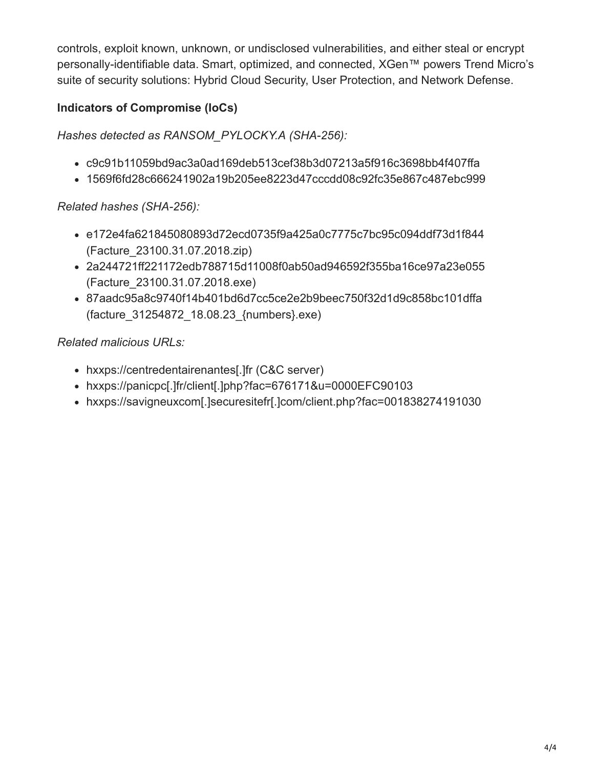controls, exploit known, unknown, or undisclosed vulnerabilities, and either steal or encrypt personally-identifiable data. Smart, optimized, and connected, XGen™ powers Trend Micro's suite of security solutions: Hybrid Cloud Security, User Protection, and Network Defense.

**Indicators of Compromise (IoCs)**

*Hashes detected as RANSOM_PYLOCKY.A (SHA-256):*

- c9c91b11059bd9ac3a0ad169deb513cef38b3d07213a5f916c3698bb4f407ffa
- 1569f6fd28c666241902a19b205ee8223d47cccdd08c92fc35e867c487ebc999

*Related hashes (SHA-256):*

- e172e4fa621845080893d72ecd0735f9a425a0c7775c7bc95c094ddf73d1f844 (Facture_23100.31.07.2018.zip)
- 2a244721ff221172edb788715d11008f0ab50ad946592f355ba16ce97a23e055 (Facture_23100.31.07.2018.exe)
- 87aadc95a8c9740f14b401bd6d7cc5ce2e2b9beec750f32d1d9c858bc101dffa (facture_31254872_18.08.23_{numbers}.exe)

*Related malicious URLs:*

- hxxps://centredentairenantes[.]fr (C&C server)
- hxxps://panicpc[.]fr/client[.]php?fac=676171&u=0000EFC90103
- hxxps://savigneuxcom[.]securesitefr[.]com/client.php?fac=001838274191030